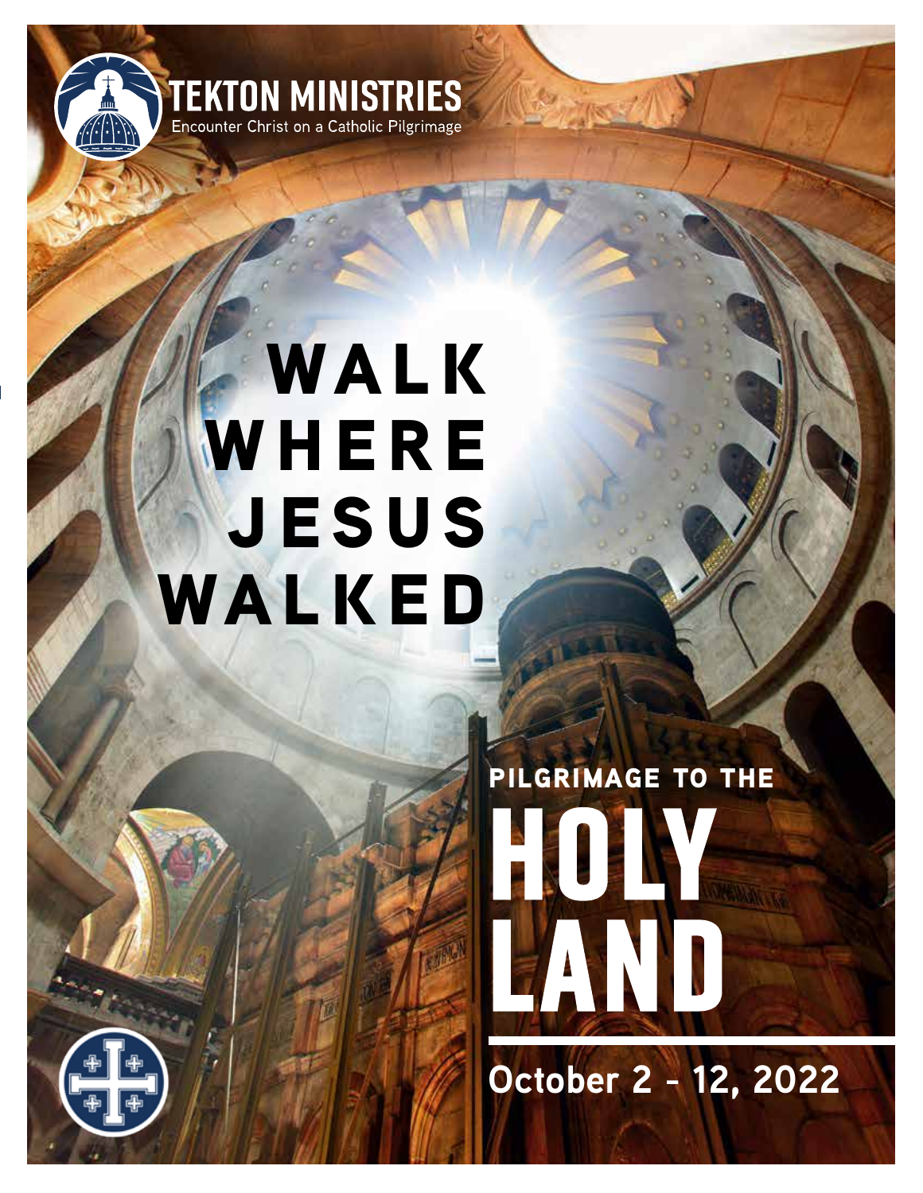**TEKTON MINISTRIES**

Encounter Christ on a Catholic Pilgrimage

# WALK WHERE JESUS WALKED

## PILGRIMAGE TO THE HOLY LAND

**October 2 - 12, 2022**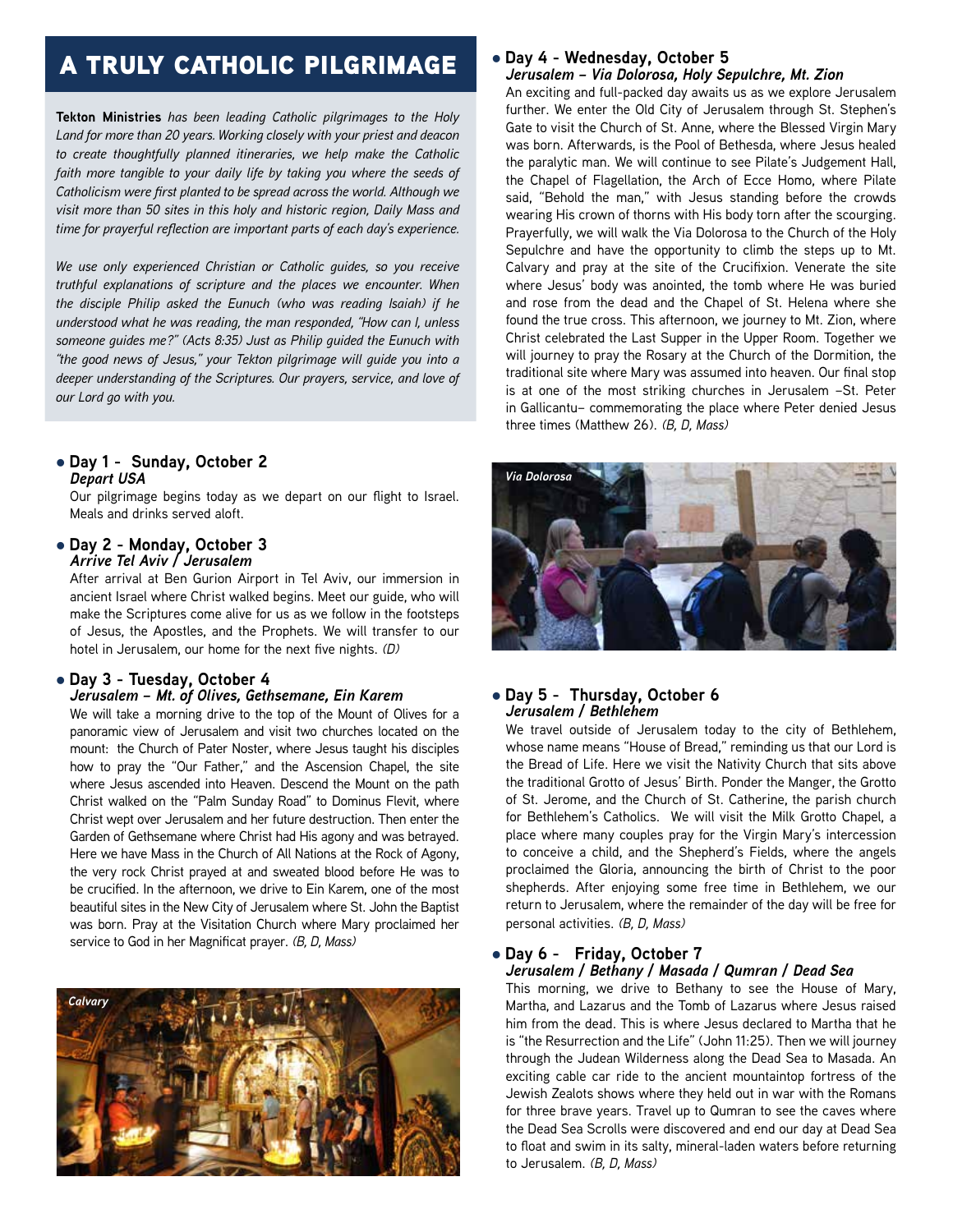# A TRULY CATHOLIC PILGRIMAGE

**Tekton Ministries** *has been leading Catholic pilgrimages to the Holy Land for more than 20 years. Working closely with your priest and deacon to create thoughtfully planned itineraries, we help make the Catholic faith more tangible to your daily life by taking you where the seeds of Catholicism were first planted to be spread across the world. Although we visit more than 50 sites in this holy and historic region, Daily Mass and time for prayerful reflection are important parts of each day's experience.*

*We use only experienced Christian or Catholic guides, so you receive truthful explanations of scripture and the places we encounter. When the disciple Philip asked the Eunuch (who was reading Isaiah) if he understood what he was reading, the man responded, "How can I, unless someone guides me?" (Acts 8:35) Just as Philip guided the Eunuch with "the good news of Jesus," your Tekton pilgrimage will guide you into a deeper understanding of the Scriptures. Our prayers, service, and love of our Lord go with you.*

- **Day 1 - Sunday, October 2**
  ***Depart USA***

  Our pilgrimage begins today as we depart on our flight to Israel. Meals and drinks served aloft.

- **Day 2 - Monday, October 3**
  ***Arrive Tel Aviv / Jerusalem***

  After arrival at Ben Gurion Airport in Tel Aviv, our immersion in ancient Israel where Christ walked begins. Meet our guide, who will make the Scriptures come alive for us as we follow in the footsteps of Jesus, the Apostles, and the Prophets. We will transfer to our hotel in Jerusalem, our home for the next five nights. *(D)*

- **Day 3 - Tuesday, October 4**
  ***Jerusalem – Mt. of Olives, Gethsemane, Ein Karem***

  We will take a morning drive to the top of the Mount of Olives for a panoramic view of Jerusalem and visit two churches located on the mount: the Church of Pater Noster, where Jesus taught his disciples how to pray the "Our Father," and the Ascension Chapel, the site where Jesus ascended into Heaven. Descend the Mount on the path Christ walked on the "Palm Sunday Road" to Dominus Flevit, where Christ wept over Jerusalem and her future destruction. Then enter the Garden of Gethsemane where Christ had His agony and was betrayed. Here we have Mass in the Church of All Nations at the Rock of Agony, the very rock Christ prayed at and sweated blood before He was to be crucified. In the afternoon, we drive to Ein Karem, one of the most beautiful sites in the New City of Jerusalem where St. John the Baptist was born. Pray at the Visitation Church where Mary proclaimed her service to God in her Magnificat prayer. *(B, D, Mass)*

*Calvary*

- **Day 4 - Wednesday, October 5**
  ***Jerusalem – Via Dolorosa, Holy Sepulchre, Mt. Zion***

  An exciting and full-packed day awaits us as we explore Jerusalem further. We enter the Old City of Jerusalem through St. Stephen's Gate to visit the Church of St. Anne, where the Blessed Virgin Mary was born. Afterwards, is the Pool of Bethesda, where Jesus healed the paralytic man. We will continue to see Pilate's Judgement Hall, the Chapel of Flagellation, the Arch of Ecce Homo, where Pilate said, "Behold the man," with Jesus standing before the crowds wearing His crown of thorns with His body torn after the scourging. Prayerfully, we will walk the Via Dolorosa to the Church of the Holy Sepulchre and have the opportunity to climb the steps up to Mt. Calvary and pray at the site of the Crucifixion. Venerate the site where Jesus' body was anointed, the tomb where He was buried and rose from the dead and the Chapel of St. Helena where she found the true cross. This afternoon, we journey to Mt. Zion, where Christ celebrated the Last Supper in the Upper Room. Together we will journey to pray the Rosary at the Church of the Dormition, the traditional site where Mary was assumed into heaven. Our final stop is at one of the most striking churches in Jerusalem –St. Peter in Gallicantu– commemorating the place where Peter denied Jesus three times (Matthew 26). *(B, D, Mass)*

*Via Dolorosa*

- **Day 5 - Thursday, October 6**
  ***Jerusalem / Bethlehem***

  We travel outside of Jerusalem today to the city of Bethlehem, whose name means "House of Bread," reminding us that our Lord is the Bread of Life. Here we visit the Nativity Church that sits above the traditional Grotto of Jesus' Birth. Ponder the Manger, the Grotto of St. Jerome, and the Church of St. Catherine, the parish church for Bethlehem's Catholics. We will visit the Milk Grotto Chapel, a place where many couples pray for the Virgin Mary's intercession to conceive a child, and the Shepherd's Fields, where the angels proclaimed the Gloria, announcing the birth of Christ to the poor shepherds. After enjoying some free time in Bethlehem, we our return to Jerusalem, where the remainder of the day will be free for personal activities. *(B, D, Mass)*

- **Day 6 - Friday, October 7**
  ***Jerusalem / Bethany / Masada / Qumran / Dead Sea***

  This morning, we drive to Bethany to see the House of Mary, Martha, and Lazarus and the Tomb of Lazarus where Jesus raised him from the dead. This is where Jesus declared to Martha that he is "the Resurrection and the Life" (John 11:25). Then we will journey through the Judean Wilderness along the Dead Sea to Masada. An exciting cable car ride to the ancient mountaintop fortress of the Jewish Zealots shows where they held out in war with the Romans for three brave years. Travel up to Qumran to see the caves where the Dead Sea Scrolls were discovered and end our day at Dead Sea to float and swim in its salty, mineral-laden waters before returning to Jerusalem. *(B, D, Mass)*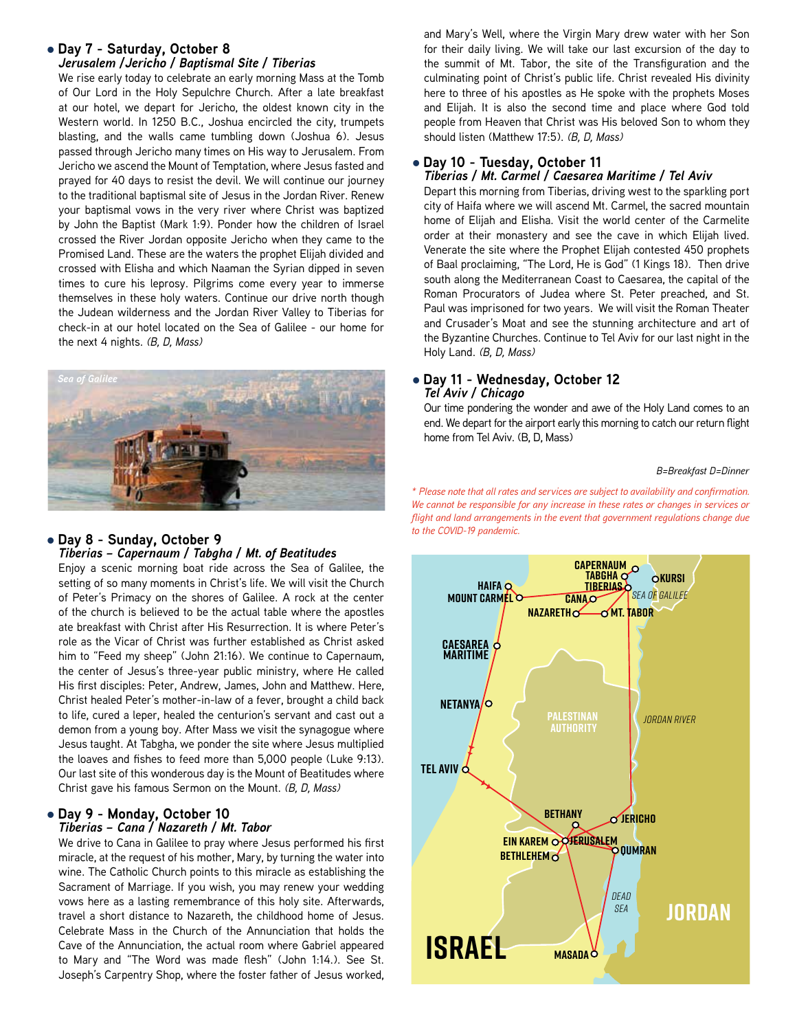### • Day 7 - Saturday, October 8
***Jerusalem /Jericho / Baptismal Site / Tiberias***

We rise early today to celebrate an early morning Mass at the Tomb of Our Lord in the Holy Sepulchre Church. After a late breakfast at our hotel, we depart for Jericho, the oldest known city in the Western world. In 1250 B.C., Joshua encircled the city, trumpets blasting, and the walls came tumbling down (Joshua 6). Jesus passed through Jericho many times on His way to Jerusalem. From Jericho we ascend the Mount of Temptation, where Jesus fasted and prayed for 40 days to resist the devil. We will continue our journey to the traditional baptismal site of Jesus in the Jordan River. Renew your baptismal vows in the very river where Christ was baptized by John the Baptist (Mark 1:9). Ponder how the children of Israel crossed the River Jordan opposite Jericho when they came to the Promised Land. These are the waters the prophet Elijah divided and crossed with Elisha and which Naaman the Syrian dipped in seven times to cure his leprosy. Pilgrims come every year to immerse themselves in these holy waters. Continue our drive north though the Judean wilderness and the Jordan River Valley to Tiberias for check-in at our hotel located on the Sea of Galilee - our home for the next 4 nights. *(B, D, Mass)*

*Sea of Galilee*

### • Day 8 - Sunday, October 9
***Tiberias – Capernaum / Tabgha / Mt. of Beatitudes***

Enjoy a scenic morning boat ride across the Sea of Galilee, the setting of so many moments in Christ's life. We will visit the Church of Peter's Primacy on the shores of Galilee. A rock at the center of the church is believed to be the actual table where the apostles ate breakfast with Christ after His Resurrection. It is where Peter's role as the Vicar of Christ was further established as Christ asked him to "Feed my sheep" (John 21:16). We continue to Capernaum, the center of Jesus's three-year public ministry, where He called His first disciples: Peter, Andrew, James, John and Matthew. Here, Christ healed Peter's mother-in-law of a fever, brought a child back to life, cured a leper, healed the centurion's servant and cast out a demon from a young boy. After Mass we visit the synagogue where Jesus taught. At Tabgha, we ponder the site where Jesus multiplied the loaves and fishes to feed more than 5,000 people (Luke 9:13). Our last site of this wonderous day is the Mount of Beatitudes where Christ gave his famous Sermon on the Mount. *(B, D, Mass)*

### • Day 9 - Monday, October 10
***Tiberias – Cana / Nazareth / Mt. Tabor***

We drive to Cana in Galilee to pray where Jesus performed his first miracle, at the request of his mother, Mary, by turning the water into wine. The Catholic Church points to this miracle as establishing the Sacrament of Marriage. If you wish, you may renew your wedding vows here as a lasting remembrance of this holy site. Afterwards, travel a short distance to Nazareth, the childhood home of Jesus. Celebrate Mass in the Church of the Annunciation that holds the Cave of the Annunciation, the actual room where Gabriel appeared to Mary and "The Word was made flesh" (John 1:14.). See St. Joseph's Carpentry Shop, where the foster father of Jesus worked, and Mary's Well, where the Virgin Mary drew water with her Son for their daily living. We will take our last excursion of the day to the summit of Mt. Tabor, the site of the Transfiguration and the culminating point of Christ's public life. Christ revealed His divinity here to three of his apostles as He spoke with the prophets Moses and Elijah. It is also the second time and place where God told people from Heaven that Christ was His beloved Son to whom they should listen (Matthew 17:5). *(B, D, Mass)*

### • Day 10 - Tuesday, October 11
***Tiberias / Mt. Carmel / Caesarea Maritime / Tel Aviv***

Depart this morning from Tiberias, driving west to the sparkling port city of Haifa where we will ascend Mt. Carmel, the sacred mountain home of Elijah and Elisha. Visit the world center of the Carmelite order at their monastery and see the cave in which Elijah lived. Venerate the site where the Prophet Elijah contested 450 prophets of Baal proclaiming, "The Lord, He is God" (1 Kings 18). Then drive south along the Mediterranean Coast to Caesarea, the capital of the Roman Procurators of Judea where St. Peter preached, and St. Paul was imprisoned for two years. We will visit the Roman Theater and Crusader's Moat and see the stunning architecture and art of the Byzantine Churches. Continue to Tel Aviv for our last night in the Holy Land. *(B, D, Mass)*

### • Day 11 - Wednesday, October 12
***Tel Aviv / Chicago***

Our time pondering the wonder and awe of the Holy Land comes to an end. We depart for the airport early this morning to catch our return flight home from Tel Aviv. (B, D, Mass)

*B=Breakfast D=Dinner*

*\* Please note that all rates and services are subject to availability and confirmation. We cannot be responsible for any increase in these rates or changes in services or flight and land arrangements in the event that government regulations change due to the COVID-19 pandemic.*

CAPERNAUM, TABGHA, KURSI, HAIFA, TIBERIAS, MOUNT CARMEL, SEA OF GALILEE, CANA, NAZARETH, MT. TABOR, CAESAREA MARITIME, NETANYA, PALESTINIAN AUTHORITY, JORDAN RIVER, TEL AVIV, BETHANY, JERICHO, EIN KAREM, JERUSALEM, QUMRAN, BETHLEHEM, DEAD SEA, JORDAN, ISRAEL, MASADA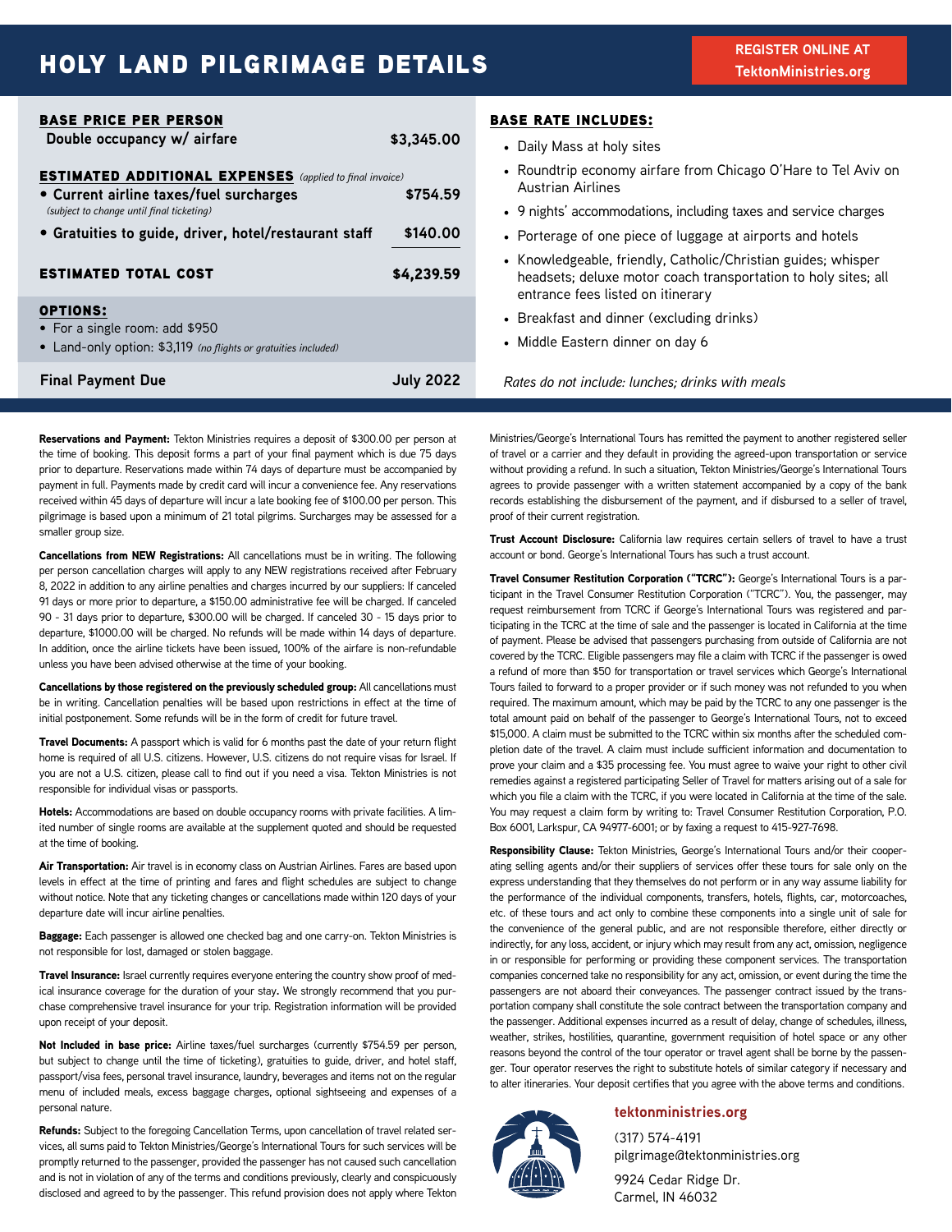# HOLY LAND PILGRIMAGE DETAILS

**REGISTER ONLINE AT TektonMinistries.org**

## BASE PRICE PER PERSON

| | |
|---|---|
| **Double occupancy w/ airfare** | **$3,345.00** |

## ESTIMATED ADDITIONAL EXPENSES *(applied to final invoice)*

| | |
|---|---|
| • **Current airline taxes/fuel surcharges** *(subject to change until final ticketing)* | **$754.59** |
| • **Gratuities to guide, driver, hotel/restaurant staff** | **$140.00** |
| **ESTIMATED TOTAL COST** | **$4,239.59** |

## OPTIONS:

- For a single room: add $950
- Land-only option: $3,119 *(no flights or gratuities included)*

| | |
|---|---|
| **Final Payment Due** | **July 2022** |

## BASE RATE INCLUDES:

- Daily Mass at holy sites
- Roundtrip economy airfare from Chicago O'Hare to Tel Aviv on Austrian Airlines
- 9 nights' accommodations, including taxes and service charges
- Porterage of one piece of luggage at airports and hotels
- Knowledgeable, friendly, Catholic/Christian guides; whisper headsets; deluxe motor coach transportation to holy sites; all entrance fees listed on itinerary
- Breakfast and dinner (excluding drinks)
- Middle Eastern dinner on day 6

*Rates do not include: lunches; drinks with meals*

**Reservations and Payment:** Tekton Ministries requires a deposit of $300.00 per person at the time of booking. This deposit forms a part of your final payment which is due 75 days prior to departure. Reservations made within 74 days of departure must be accompanied by payment in full. Payments made by credit card will incur a convenience fee. Any reservations received within 45 days of departure will incur a late booking fee of $100.00 per person. This pilgrimage is based upon a minimum of 21 total pilgrims. Surcharges may be assessed for a smaller group size.

**Cancellations from NEW Registrations:** All cancellations must be in writing. The following per person cancellation charges will apply to any NEW registrations received after February 8, 2022 in addition to any airline penalties and charges incurred by our suppliers: If canceled 91 days or more prior to departure, a $150.00 administrative fee will be charged. If canceled 90 - 31 days prior to departure, $300.00 will be charged. If canceled 30 - 15 days prior to departure, $1000.00 will be charged. No refunds will be made within 14 days of departure. In addition, once the airline tickets have been issued, 100% of the airfare is non-refundable unless you have been advised otherwise at the time of your booking.

**Cancellations by those registered on the previously scheduled group:** All cancellations must be in writing. Cancellation penalties will be based upon restrictions in effect at the time of initial postponement. Some refunds will be in the form of credit for future travel.

**Travel Documents:** A passport which is valid for 6 months past the date of your return flight home is required of all U.S. citizens. However, U.S. citizens do not require visas for Israel. If you are not a U.S. citizen, please call to find out if you need a visa. Tekton Ministries is not responsible for individual visas or passports.

**Hotels:** Accommodations are based on double occupancy rooms with private facilities. A limited number of single rooms are available at the supplement quoted and should be requested at the time of booking.

**Air Transportation:** Air travel is in economy class on Austrian Airlines. Fares are based upon levels in effect at the time of printing and fares and flight schedules are subject to change without notice. Note that any ticketing changes or cancellations made within 120 days of your departure date will incur airline penalties.

**Baggage:** Each passenger is allowed one checked bag and one carry-on. Tekton Ministries is not responsible for lost, damaged or stolen baggage.

**Travel Insurance:** Israel currently requires everyone entering the country show proof of medical insurance coverage for the duration of your stay. We strongly recommend that you purchase comprehensive travel insurance for your trip. Registration information will be provided upon receipt of your deposit.

**Not Included in base price:** Airline taxes/fuel surcharges (currently $754.59 per person, but subject to change until the time of ticketing), gratuities to guide, driver, and hotel staff, passport/visa fees, personal travel insurance, laundry, beverages and items not on the regular menu of included meals, excess baggage charges, optional sightseeing and expenses of a personal nature.

**Refunds:** Subject to the foregoing Cancellation Terms, upon cancellation of travel related services, all sums paid to Tekton Ministries/George's International Tours for such services will be promptly returned to the passenger, provided the passenger has not caused such cancellation and is not in violation of any of the terms and conditions previously, clearly and conspicuously disclosed and agreed to by the passenger. This refund provision does not apply where Tekton Ministries/George's International Tours has remitted the payment to another registered seller of travel or a carrier and they default in providing the agreed-upon transportation or service without providing a refund. In such a situation, Tekton Ministries/George's International Tours agrees to provide passenger with a written statement accompanied by a copy of the bank records establishing the disbursement of the payment, and if disbursed to a seller of travel, proof of their current registration.

**Trust Account Disclosure:** California law requires certain sellers of travel to have a trust account or bond. George's International Tours has such a trust account.

**Travel Consumer Restitution Corporation ("TCRC"):** George's International Tours is a participant in the Travel Consumer Restitution Corporation ("TCRC"). You, the passenger, may request reimbursement from TCRC if George's International Tours was registered and participating in the TCRC at the time of sale and the passenger is located in California at the time of payment. Please be advised that passengers purchasing from outside of California are not covered by the TCRC. Eligible passengers may file a claim with TCRC if the passenger is owed a refund of more than $50 for transportation or travel services which George's International Tours failed to forward to a proper provider or if such money was not refunded to you when required. The maximum amount, which may be paid by the TCRC to any one passenger is the total amount paid on behalf of the passenger to George's International Tours, not to exceed $15,000. A claim must be submitted to the TCRC within six months after the scheduled completion date of the travel. A claim must include sufficient information and documentation to prove your claim and a $35 processing fee. You must agree to waive your right to other civil remedies against a registered participating Seller of Travel for matters arising out of a sale for which you file a claim with the TCRC, if you were located in California at the time of the sale. You may request a claim form by writing to: Travel Consumer Restitution Corporation, P.O. Box 6001, Larkspur, CA 94977-6001; or by faxing a request to 415-927-7698.

**Responsibility Clause:** Tekton Ministries, George's International Tours and/or their cooperating selling agents and/or their suppliers of services offer these tours for sale only on the express understanding that they themselves do not perform or in any way assume liability for the performance of the individual components, transfers, hotels, flights, car, motorcoaches, etc. of these tours and act only to combine these components into a single unit of sale for the convenience of the general public, and are not responsible therefore, either directly or indirectly, for any loss, accident, or injury which may result from any act, omission, negligence in or responsible for performing or providing these component services. The transportation companies concerned take no responsibility for any act, omission, or event during the time the passengers are not aboard their conveyances. The passenger contract issued by the transportation company shall constitute the sole contract between the transportation company and the passenger. Additional expenses incurred as a result of delay, change of schedules, illness, weather, strikes, hostilities, quarantine, government requisition of hotel space or any other reasons beyond the control of the tour operator or travel agent shall be borne by the passenger. Tour operator reserves the right to substitute hotels of similar category if necessary and to alter itineraries. Your deposit certifies that you agree with the above terms and conditions.

**tektonministries.org**

(317) 574-4191
pilgrimage@tektonministries.org

9924 Cedar Ridge Dr.
Carmel, IN 46032